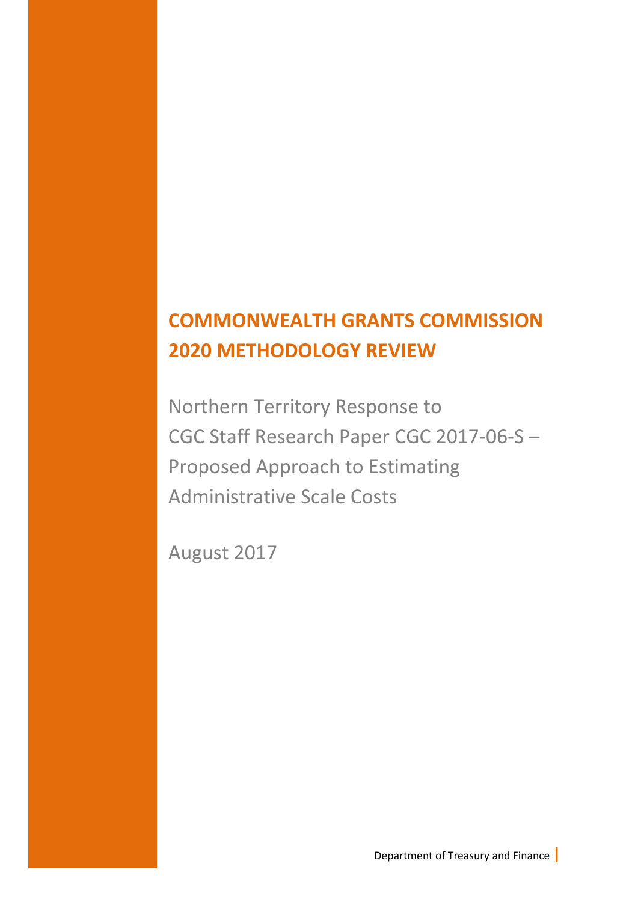# COMMONWEALTH GRANTS COMMISSION 2020 METHODOLOGY REVIEW

Northern Territory Response to CGC Staff Research Paper CGC 2017-06-S – Proposed Approach to Estimating Administrative Scale Costs

August 2017

Department of Treasury and Finance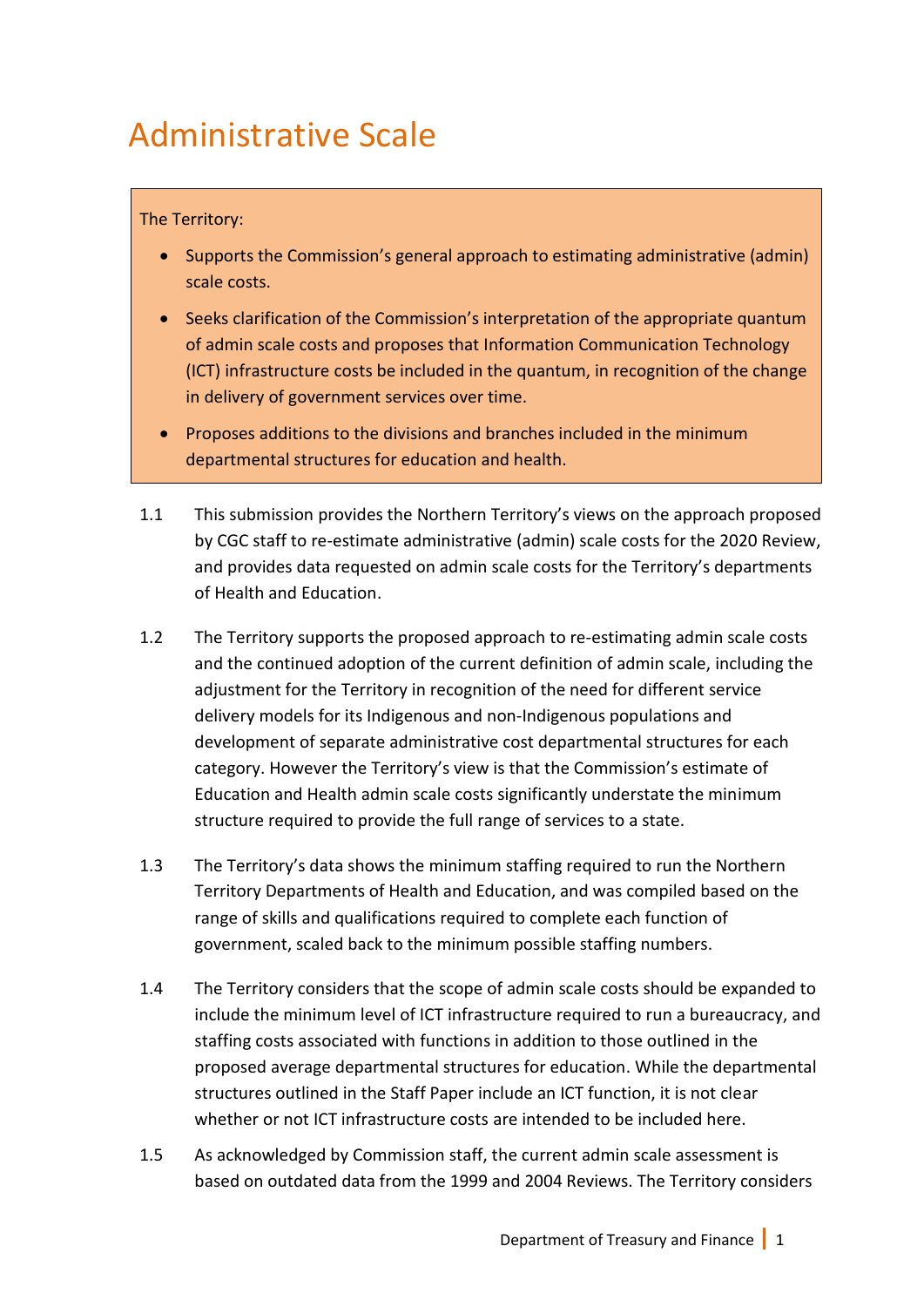# Administrative Scale

The Territory:

- Supports the Commission's general approach to estimating administrative (admin) scale costs.
- Seeks clarification of the Commission's interpretation of the appropriate quantum of admin scale costs and proposes that Information Communication Technology (ICT) infrastructure costs be included in the quantum, in recognition of the change in delivery of government services over time.
- Proposes additions to the divisions and branches included in the minimum departmental structures for education and health.

1.1 This submission provides the Northern Territory's views on the approach proposed by CGC staff to re-estimate administrative (admin) scale costs for the 2020 Review, and provides data requested on admin scale costs for the Territory's departments of Health and Education.

1.2 The Territory supports the proposed approach to re-estimating admin scale costs and the continued adoption of the current definition of admin scale, including the adjustment for the Territory in recognition of the need for different service delivery models for its Indigenous and non-Indigenous populations and development of separate administrative cost departmental structures for each category. However the Territory's view is that the Commission's estimate of Education and Health admin scale costs significantly understate the minimum structure required to provide the full range of services to a state.

1.3 The Territory's data shows the minimum staffing required to run the Northern Territory Departments of Health and Education, and was compiled based on the range of skills and qualifications required to complete each function of government, scaled back to the minimum possible staffing numbers.

1.4 The Territory considers that the scope of admin scale costs should be expanded to include the minimum level of ICT infrastructure required to run a bureaucracy, and staffing costs associated with functions in addition to those outlined in the proposed average departmental structures for education. While the departmental structures outlined in the Staff Paper include an ICT function, it is not clear whether or not ICT infrastructure costs are intended to be included here.

1.5 As acknowledged by Commission staff, the current admin scale assessment is based on outdated data from the 1999 and 2004 Reviews. The Territory considers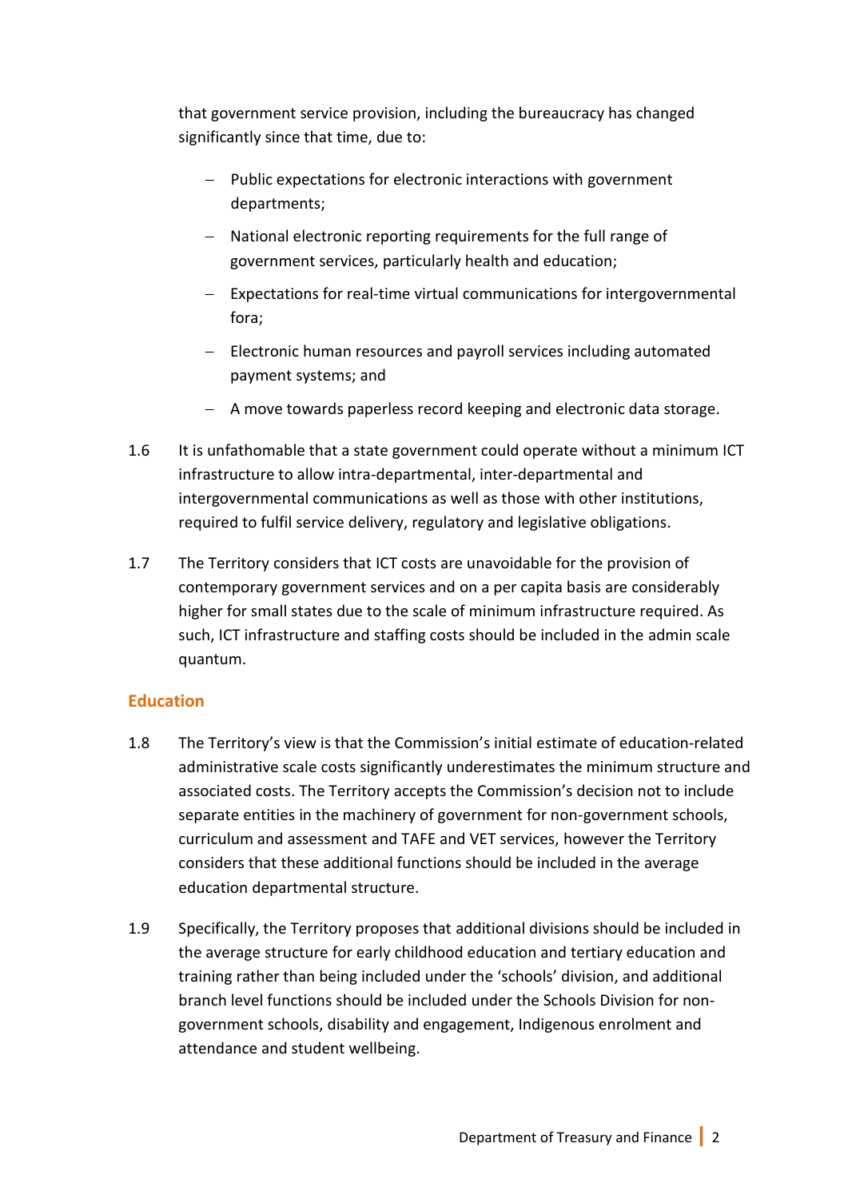that government service provision, including the bureaucracy has changed significantly since that time, due to:

- Public expectations for electronic interactions with government departments;
- National electronic reporting requirements for the full range of government services, particularly health and education;
- Expectations for real-time virtual communications for intergovernmental fora;
- Electronic human resources and payroll services including automated payment systems; and
- A move towards paperless record keeping and electronic data storage.

1.6 It is unfathomable that a state government could operate without a minimum ICT infrastructure to allow intra-departmental, inter-departmental and intergovernmental communications as well as those with other institutions, required to fulfil service delivery, regulatory and legislative obligations.

1.7 The Territory considers that ICT costs are unavoidable for the provision of contemporary government services and on a per capita basis are considerably higher for small states due to the scale of minimum infrastructure required. As such, ICT infrastructure and staffing costs should be included in the admin scale quantum.

## Education

1.8 The Territory's view is that the Commission's initial estimate of education-related administrative scale costs significantly underestimates the minimum structure and associated costs. The Territory accepts the Commission's decision not to include separate entities in the machinery of government for non-government schools, curriculum and assessment and TAFE and VET services, however the Territory considers that these additional functions should be included in the average education departmental structure.

1.9 Specifically, the Territory proposes that additional divisions should be included in the average structure for early childhood education and tertiary education and training rather than being included under the 'schools' division, and additional branch level functions should be included under the Schools Division for non-government schools, disability and engagement, Indigenous enrolment and attendance and student wellbeing.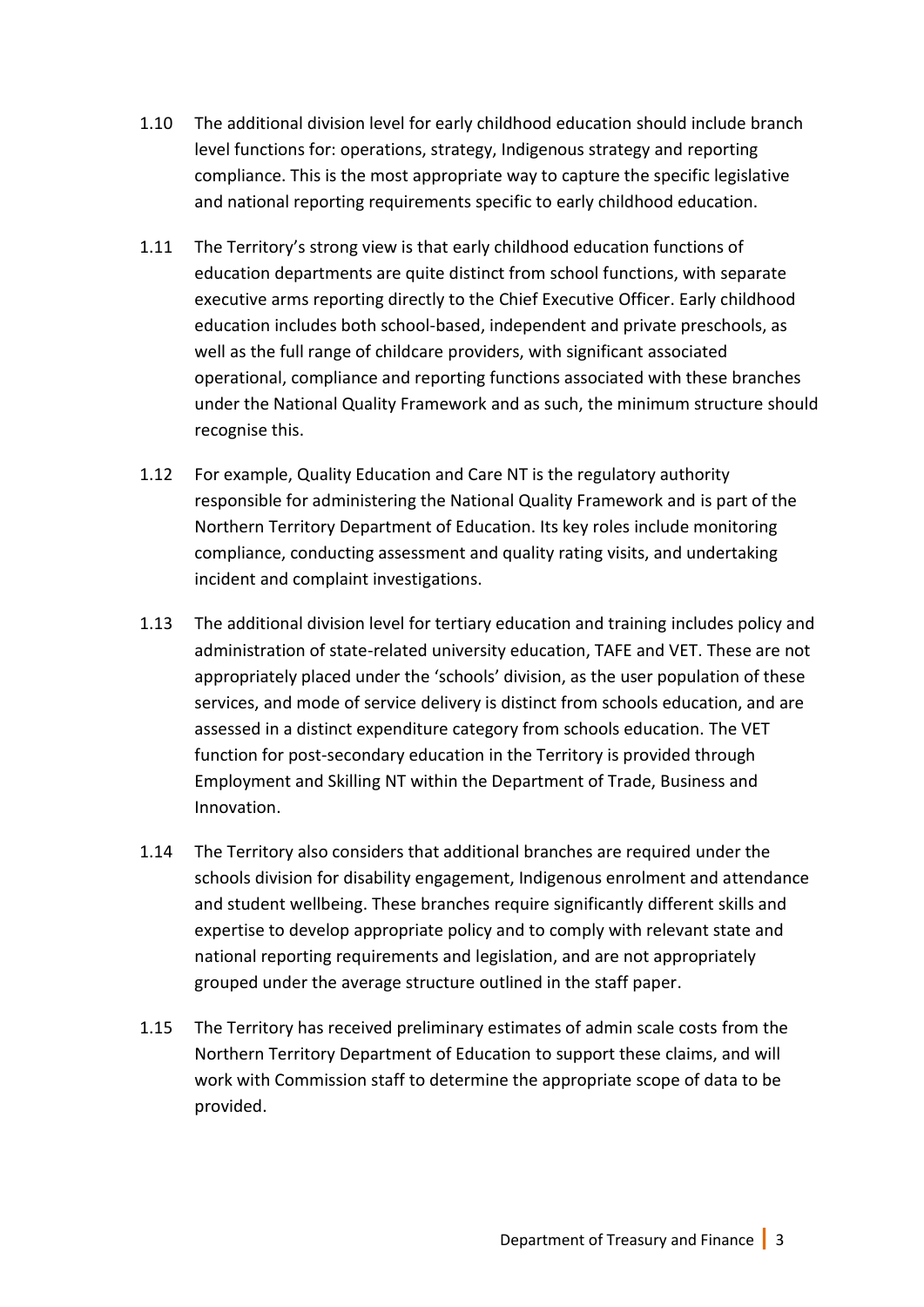1.10 The additional division level for early childhood education should include branch level functions for: operations, strategy, Indigenous strategy and reporting compliance. This is the most appropriate way to capture the specific legislative and national reporting requirements specific to early childhood education.

1.11 The Territory's strong view is that early childhood education functions of education departments are quite distinct from school functions, with separate executive arms reporting directly to the Chief Executive Officer. Early childhood education includes both school-based, independent and private preschools, as well as the full range of childcare providers, with significant associated operational, compliance and reporting functions associated with these branches under the National Quality Framework and as such, the minimum structure should recognise this.

1.12 For example, Quality Education and Care NT is the regulatory authority responsible for administering the National Quality Framework and is part of the Northern Territory Department of Education. Its key roles include monitoring compliance, conducting assessment and quality rating visits, and undertaking incident and complaint investigations.

1.13 The additional division level for tertiary education and training includes policy and administration of state-related university education, TAFE and VET. These are not appropriately placed under the 'schools' division, as the user population of these services, and mode of service delivery is distinct from schools education, and are assessed in a distinct expenditure category from schools education. The VET function for post-secondary education in the Territory is provided through Employment and Skilling NT within the Department of Trade, Business and Innovation.

1.14 The Territory also considers that additional branches are required under the schools division for disability engagement, Indigenous enrolment and attendance and student wellbeing. These branches require significantly different skills and expertise to develop appropriate policy and to comply with relevant state and national reporting requirements and legislation, and are not appropriately grouped under the average structure outlined in the staff paper.

1.15 The Territory has received preliminary estimates of admin scale costs from the Northern Territory Department of Education to support these claims, and will work with Commission staff to determine the appropriate scope of data to be provided.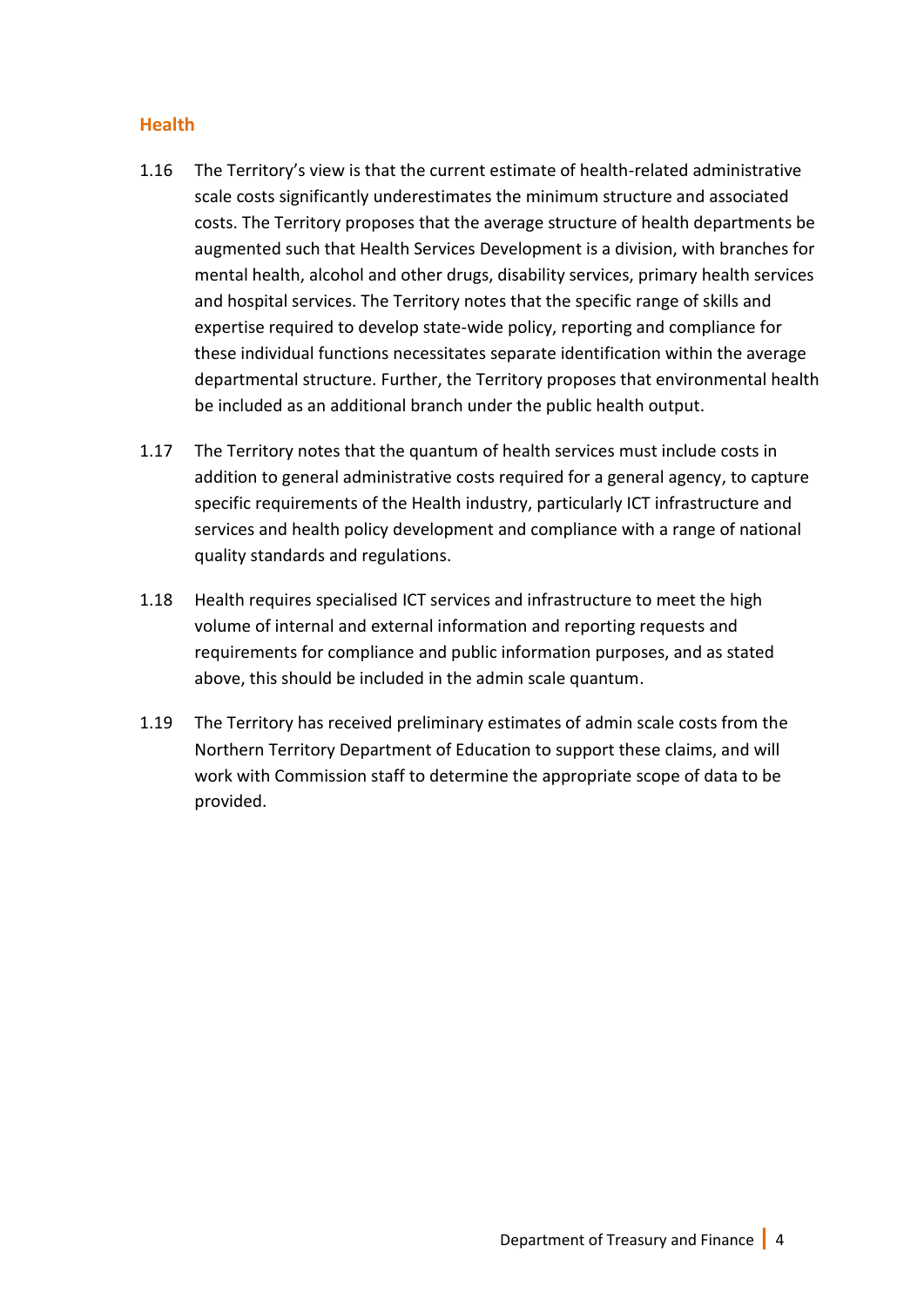## Health

1.16 The Territory's view is that the current estimate of health-related administrative scale costs significantly underestimates the minimum structure and associated costs. The Territory proposes that the average structure of health departments be augmented such that Health Services Development is a division, with branches for mental health, alcohol and other drugs, disability services, primary health services and hospital services. The Territory notes that the specific range of skills and expertise required to develop state-wide policy, reporting and compliance for these individual functions necessitates separate identification within the average departmental structure. Further, the Territory proposes that environmental health be included as an additional branch under the public health output.

1.17 The Territory notes that the quantum of health services must include costs in addition to general administrative costs required for a general agency, to capture specific requirements of the Health industry, particularly ICT infrastructure and services and health policy development and compliance with a range of national quality standards and regulations.

1.18 Health requires specialised ICT services and infrastructure to meet the high volume of internal and external information and reporting requests and requirements for compliance and public information purposes, and as stated above, this should be included in the admin scale quantum.

1.19 The Territory has received preliminary estimates of admin scale costs from the Northern Territory Department of Education to support these claims, and will work with Commission staff to determine the appropriate scope of data to be provided.